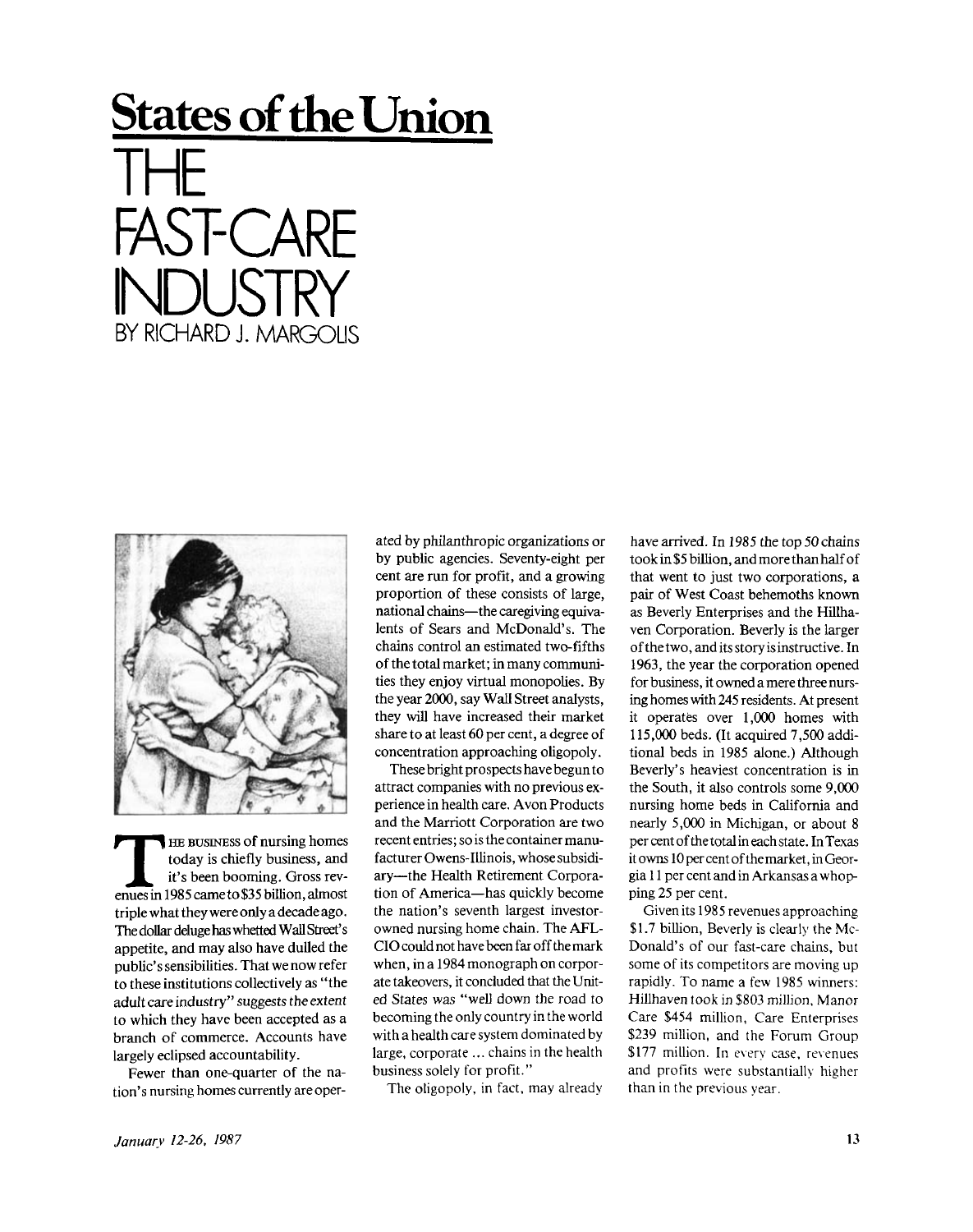# States of the Union

# THE FAST-CARE INDUSTRY

BY RICHARD J. MARGOLIS

THE BUSINESS of nursing homes today is chiefly business, and it's been booming. Gross revenues in 1985 came to $35 billion, almost triple what they were only a decade ago. The dollar deluge has whetted Wall Street's appetite, and may also have dulled the public's sensibilities. That we now refer to these institutions collectively as "the adult care industry" suggests the extent to which they have been accepted as a branch of commerce. Accounts have largely eclipsed accountability.

Fewer than one-quarter of the nation's nursing homes currently are operated by philanthropic organizations or by public agencies. Seventy-eight per cent are run for profit, and a growing proportion of these consists of large, national chains—the caregiving equivalents of Sears and McDonald's. The chains control an estimated two-fifths of the total market; in many communities they enjoy virtual monopolies. By the year 2000, say Wall Street analysts, they will have increased their market share to at least 60 per cent, a degree of concentration approaching oligopoly.

These bright prospects have begun to attract companies with no previous experience in health care. Avon Products and the Marriott Corporation are two recent entries; so is the container manufacturer Owens-Illinois, whose subsidiary—the Health Retirement Corporation of America—has quickly become the nation's seventh largest investor-owned nursing home chain. The AFL-CIO could not have been far off the mark when, in a 1984 monograph on corporate takeovers, it concluded that the United States was "well down the road to becoming the only country in the world with a health care system dominated by large, corporate ... chains in the health business solely for profit."

The oligopoly, in fact, may already have arrived. In 1985 the top 50 chains took in $5 billion, and more than half of that went to just two corporations, a pair of West Coast behemoths known as Beverly Enterprises and the Hillhaven Corporation. Beverly is the larger of the two, and its story is instructive. In 1963, the year the corporation opened for business, it owned a mere three nursing homes with 245 residents. At present it operates over 1,000 homes with 115,000 beds. (It acquired 7,500 additional beds in 1985 alone.) Although Beverly's heaviest concentration is in the South, it also controls some 9,000 nursing home beds in California and nearly 5,000 in Michigan, or about 8 per cent of the total in each state. In Texas it owns 10 per cent of the market, in Georgia 11 per cent and in Arkansas a whopping 25 per cent.

Given its 1985 revenues approaching $1.7 billion, Beverly is clearly the McDonald's of our fast-care chains, but some of its competitors are moving up rapidly. To name a few 1985 winners: Hillhaven took in $803 million, Manor Care $454 million, Care Enterprises $239 million, and the Forum Group $177 million. In every case, revenues and profits were substantially higher than in the previous year.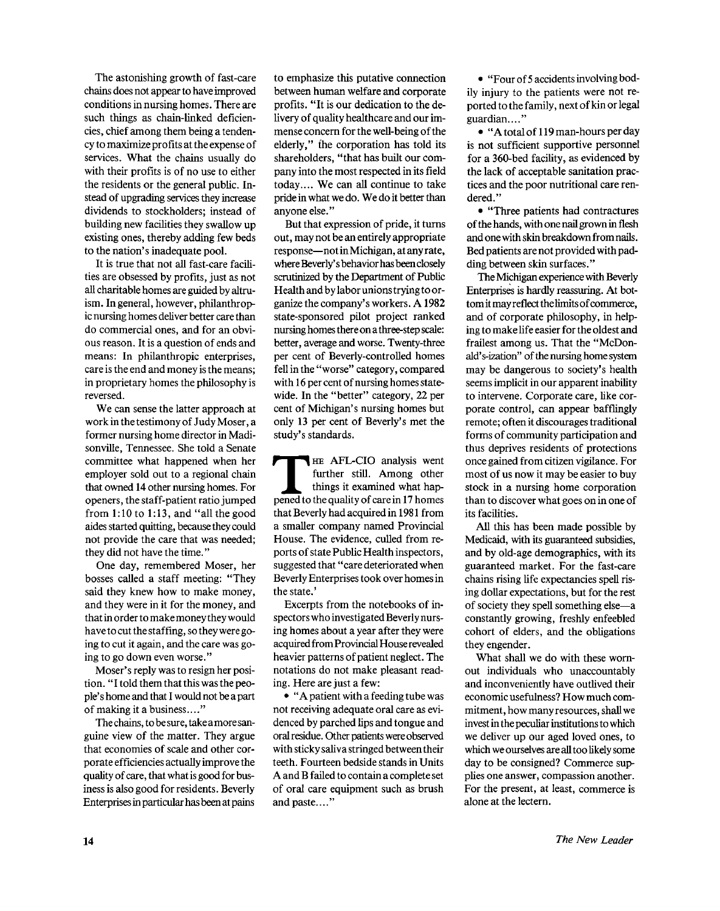The astonishing growth of fast-care chains does not appear to have improved conditions in nursing homes. There are such things as chain-linked deficiencies, chief among them being a tendency to maximize profits at the expense of services. What the chains usually do with their profits is of no use to either the residents or the general public. Instead of upgrading services they increase dividends to stockholders; instead of building new facilities they swallow up existing ones, thereby adding few beds to the nation's inadequate pool.

It is true that not all fast-care facilities are obsessed by profits, just as not all charitable homes are guided by altruism. In general, however, philanthropic nursing homes deliver better care than do commercial ones, and for an obvious reason. It is a question of ends and means: In philanthropic enterprises, care is the end and money is the means; in proprietary homes the philosophy is reversed.

We can sense the latter approach at work in the testimony of Judy Moser, a former nursing home director in Madisonville, Tennessee. She told a Senate committee what happened when her employer sold out to a regional chain that owned 14 other nursing homes. For openers, the staff-patient ratio jumped from 1:10 to 1:13, and "all the good aides started quitting, because they could not provide the care that was needed; they did not have the time."

One day, remembered Moser, her bosses called a staff meeting: "They said they knew how to make money, and they were in it for the money, and that in order to make money they would have to cut the staffing, so they were going to cut it again, and the care was going to go down even worse."

Moser's reply was to resign her position. "I told them that this was the people's home and that I would not be a part of making it a business...."

The chains, to be sure, take a more sanguine view of the matter. They argue that economies of scale and other corporate efficiencies actually improve the quality of care, that what is good for business is also good for residents. Beverly Enterprises in particular has been at pains to emphasize this putative connection between human welfare and corporate profits. "It is our dedication to the delivery of quality healthcare and our immense concern for the well-being of the elderly," the corporation has told its shareholders, "that has built our company into the most respected in its field today.... We can all continue to take pride in what we do. We do it better than anyone else."

But that expression of pride, it turns out, may not be an entirely appropriate response—not in Michigan, at any rate, where Beverly's behavior has been closely scrutinized by the Department of Public Health and by labor unions trying to organize the company's workers. A 1982 state-sponsored pilot project ranked nursing homes there on a three-step scale: better, average and worse. Twenty-three per cent of Beverly-controlled homes fell in the "worse" category, compared with 16 per cent of nursing homes statewide. In the "better" category, 22 per cent of Michigan's nursing homes but only 13 per cent of Beverly's met the study's standards.

The AFL-CIO analysis went further still. Among other things it examined what happened to the quality of care in 17 homes that Beverly had acquired in 1981 from a smaller company named Provincial House. The evidence, culled from reports of state Public Health inspectors, suggested that "care deteriorated when Beverly Enterprises took over homes in the state.'

Excerpts from the notebooks of inspectors who investigated Beverly nursing homes about a year after they were acquired from Provincial House revealed heavier patterns of patient neglect. The notations do not make pleasant reading. Here are just a few:

- "A patient with a feeding tube was not receiving adequate oral care as evidenced by parched lips and tongue and oral residue. Other patients were observed with sticky saliva stringed between their teeth. Fourteen bedside stands in Units A and B failed to contain a complete set of oral care equipment such as brush and paste...."
- "Four of 5 accidents involving bodily injury to the patients were not reported to the family, next of kin or legal guardian...."
- "A total of 119 man-hours per day is not sufficient supportive personnel for a 360-bed facility, as evidenced by the lack of acceptable sanitation practices and the poor nutritional care rendered."
- "Three patients had contractures of the hands, with one nail grown in flesh and one with skin breakdown from nails. Bed patients are not provided with padding between skin surfaces."

The Michigan experience with Beverly Enterprises is hardly reassuring. At bottom it may reflect the limits of commerce, and of corporate philosophy, in helping to make life easier for the oldest and frailest among us. That the "McDonald's-ization" of the nursing home system may be dangerous to society's health seems implicit in our apparent inability to intervene. Corporate care, like corporate control, can appear bafflingly remote; often it discourages traditional forms of community participation and thus deprives residents of protections once gained from citizen vigilance. For most of us now it may be easier to buy stock in a nursing home corporation than to discover what goes on in one of its facilities.

All this has been made possible by Medicaid, with its guaranteed subsidies, and by old-age demographics, with its guaranteed market. For the fast-care chains rising life expectancies spell rising dollar expectations, but for the rest of society they spell something else—a constantly growing, freshly enfeebled cohort of elders, and the obligations they engender.

What shall we do with these worn-out individuals who unaccountably and inconveniently have outlived their economic usefulness? How much commitment, how many resources, shall we invest in the peculiar institutions to which we deliver up our aged loved ones, to which we ourselves are all too likely some day to be consigned? Commerce supplies one answer, compassion another. For the present, at least, commerce is alone at the lectern.